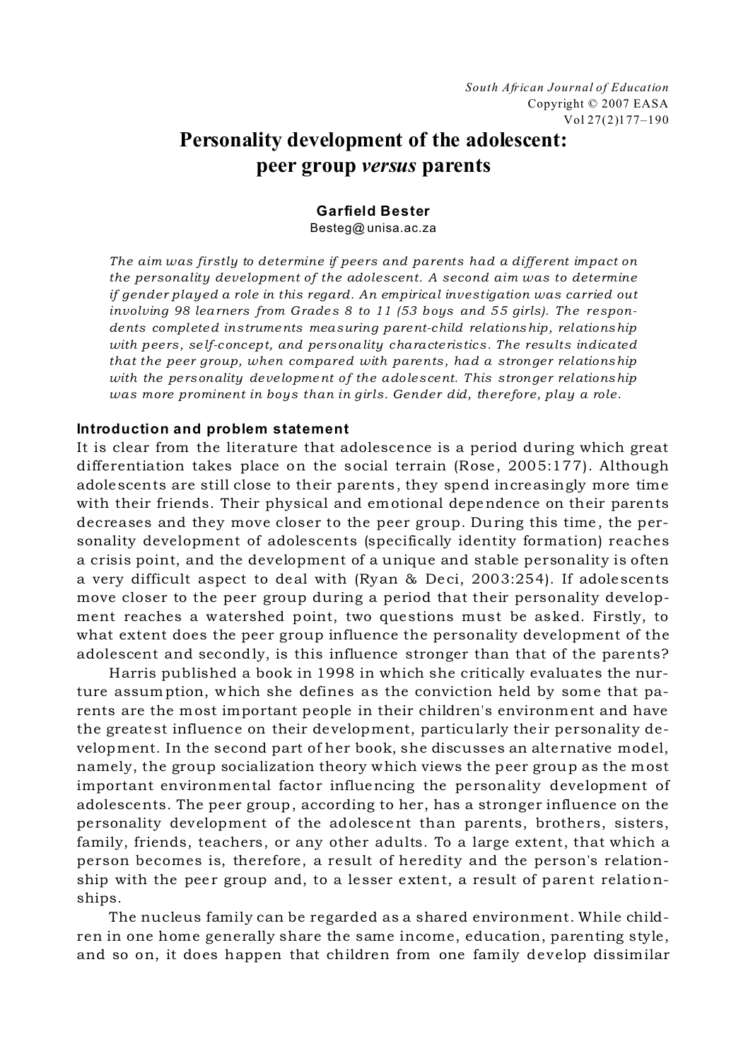# Personality development of the adolescent: peer group *versus* parents

**Garfield Bester**
Besteg@unisa.ac.za

*The aim was firstly to determine if peers and parents had a different impact on the personality development of the adolescent. A second aim was to determine if gender played a role in this regard. An empirical investigation was carried out involving 98 learners from Grades 8 to 11 (53 boys and 55 girls). The respondents completed instruments measuring parent-child relationship, relationship with peers, self-concept, and personality characteristics. The results indicated that the peer group, when compared with parents, had a stronger relationship with the personality development of the adolescent. This stronger relationship was more prominent in boys than in girls. Gender did, therefore, play a role.*

## Introduction and problem statement

It is clear from the literature that adolescence is a period during which great differentiation takes place on the social terrain (Rose, 2005:177). Although adolescents are still close to their parents, they spend increasingly more time with their friends. Their physical and emotional dependence on their parents decreases and they move closer to the peer group. During this time, the personality development of adolescents (specifically identity formation) reaches a crisis point, and the development of a unique and stable personality is often a very difficult aspect to deal with (Ryan & Deci, 2003:254). If adolescents move closer to the peer group during a period that their personality development reaches a watershed point, two questions must be asked. Firstly, to what extent does the peer group influence the personality development of the adolescent and secondly, is this influence stronger than that of the parents?

Harris published a book in 1998 in which she critically evaluates the nurture assumption, which she defines as the conviction held by some that parents are the most important people in their children's environment and have the greatest influence on their development, particularly their personality development. In the second part of her book, she discusses an alternative model, namely, the group socialization theory which views the peer group as the most important environmental factor influencing the personality development of adolescents. The peer group, according to her, has a stronger influence on the personality development of the adolescent than parents, brothers, sisters, family, friends, teachers, or any other adults. To a large extent, that which a person becomes is, therefore, a result of heredity and the person's relationship with the peer group and, to a lesser extent, a result of parent relationships.

The nucleus family can be regarded as a shared environment. While children in one home generally share the same income, education, parenting style, and so on, it does happen that children from one family develop dissimilar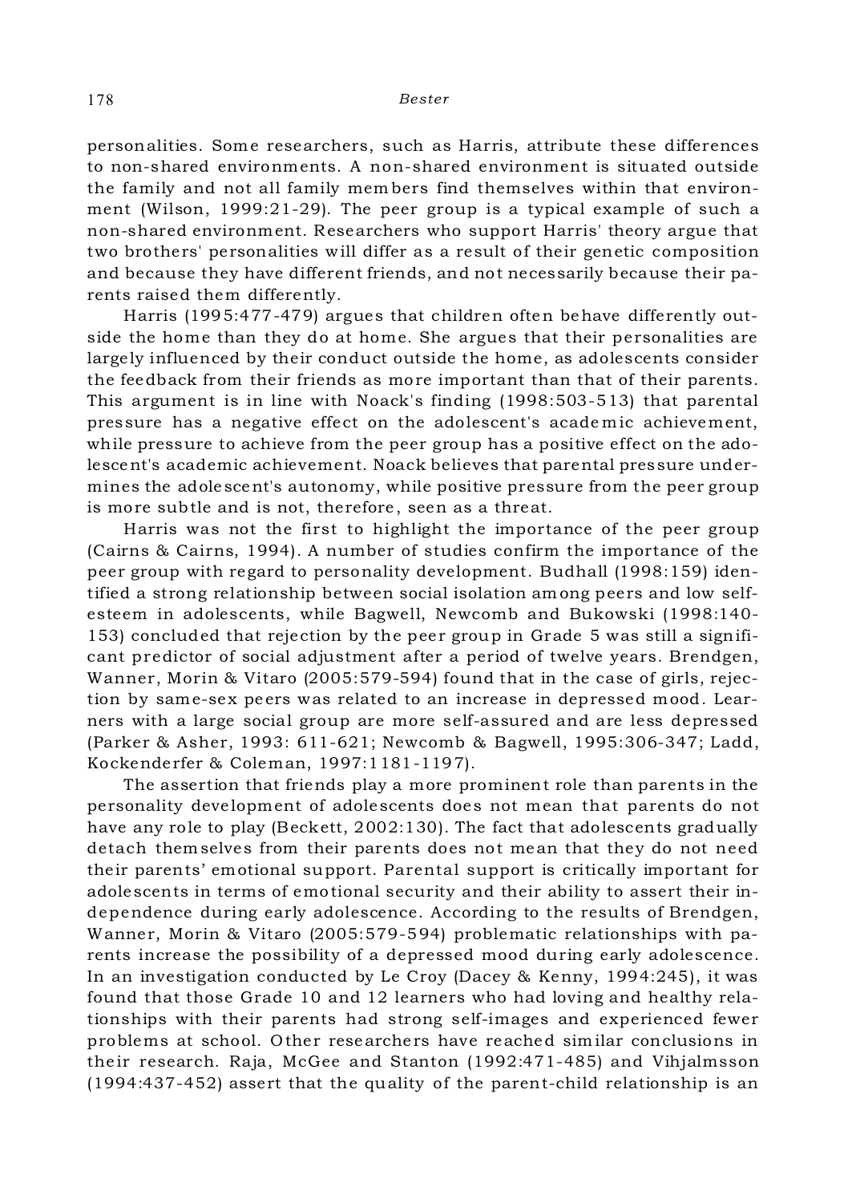personalities. Some researchers, such as Harris, attribute these differences to non-shared environments. A non-shared environment is situated outside the family and not all family members find themselves within that environment (Wilson, 1999:21-29). The peer group is a typical example of such a non-shared environment. Researchers who support Harris' theory argue that two brothers' personalities will differ as a result of their genetic composition and because they have different friends, and not necessarily because their parents raised them differently.

Harris (1995:477-479) argues that children often behave differently outside the home than they do at home. She argues that their personalities are largely influenced by their conduct outside the home, as adolescents consider the feedback from their friends as more important than that of their parents. This argument is in line with Noack's finding (1998:503-513) that parental pressure has a negative effect on the adolescent's academic achievement, while pressure to achieve from the peer group has a positive effect on the adolescent's academic achievement. Noack believes that parental pressure undermines the adolescent's autonomy, while positive pressure from the peer group is more subtle and is not, therefore, seen as a threat.

Harris was not the first to highlight the importance of the peer group (Cairns & Cairns, 1994). A number of studies confirm the importance of the peer group with regard to personality development. Budhall (1998:159) identified a strong relationship between social isolation among peers and low self-esteem in adolescents, while Bagwell, Newcomb and Bukowski (1998:140-153) concluded that rejection by the peer group in Grade 5 was still a significant predictor of social adjustment after a period of twelve years. Brendgen, Wanner, Morin & Vitaro (2005:579-594) found that in the case of girls, rejection by same-sex peers was related to an increase in depressed mood. Learners with a large social group are more self-assured and are less depressed (Parker & Asher, 1993: 611-621; Newcomb & Bagwell, 1995:306-347; Ladd, Kockenderfer & Coleman, 1997:1181-1197).

The assertion that friends play a more prominent role than parents in the personality development of adolescents does not mean that parents do not have any role to play (Beckett, 2002:130). The fact that adolescents gradually detach themselves from their parents does not mean that they do not need their parents' emotional support. Parental support is critically important for adolescents in terms of emotional security and their ability to assert their independence during early adolescence. According to the results of Brendgen, Wanner, Morin & Vitaro (2005:579-594) problematic relationships with parents increase the possibility of a depressed mood during early adolescence. In an investigation conducted by Le Croy (Dacey & Kenny, 1994:245), it was found that those Grade 10 and 12 learners who had loving and healthy relationships with their parents had strong self-images and experienced fewer problems at school. Other researchers have reached similar conclusions in their research. Raja, McGee and Stanton (1992:471-485) and Vihjalmsson (1994:437-452) assert that the quality of the parent-child relationship is an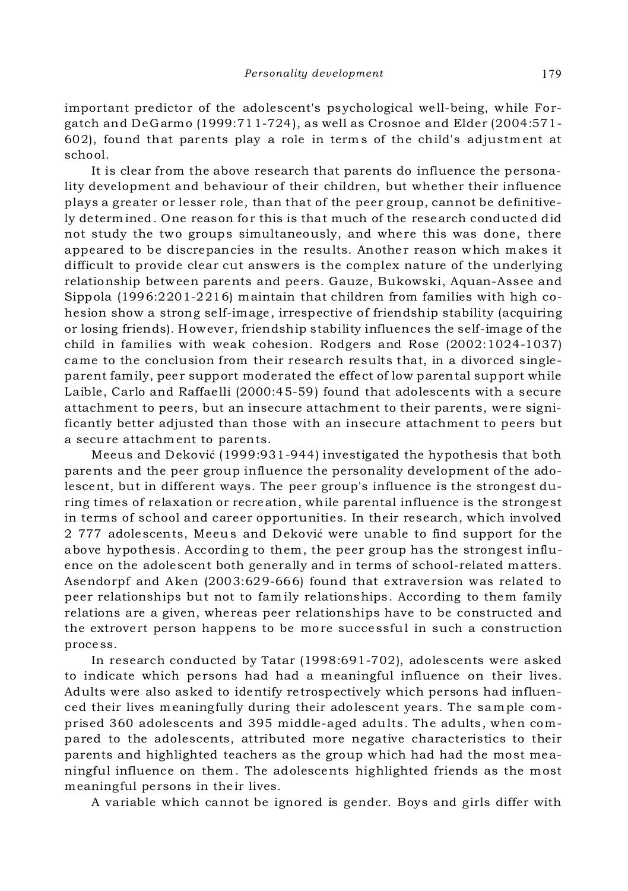important predictor of the adolescent's psychological well-being, while Forgatch and DeGarmo (1999:711-724), as well as Crosnoe and Elder (2004:571-602), found that parents play a role in terms of the child's adjustment at school.

It is clear from the above research that parents do influence the personality development and behaviour of their children, but whether their influence plays a greater or lesser role, than that of the peer group, cannot be definitively determined. One reason for this is that much of the research conducted did not study the two groups simultaneously, and where this was done, there appeared to be discrepancies in the results. Another reason which makes it difficult to provide clear cut answers is the complex nature of the underlying relationship between parents and peers. Gauze, Bukowski, Aquan-Assee and Sippola (1996:2201-2216) maintain that children from families with high cohesion show a strong self-image, irrespective of friendship stability (acquiring or losing friends). However, friendship stability influences the self-image of the child in families with weak cohesion. Rodgers and Rose (2002:1024-1037) came to the conclusion from their research results that, in a divorced single-parent family, peer support moderated the effect of low parental support while Laible, Carlo and Raffaelli (2000:45-59) found that adolescents with a secure attachment to peers, but an insecure attachment to their parents, were significantly better adjusted than those with an insecure attachment to peers but a secure attachment to parents.

Meeus and Deković (1999:931-944) investigated the hypothesis that both parents and the peer group influence the personality development of the adolescent, but in different ways. The peer group's influence is the strongest during times of relaxation or recreation, while parental influence is the strongest in terms of school and career opportunities. In their research, which involved 2 777 adolescents, Meeus and Deković were unable to find support for the above hypothesis. According to them, the peer group has the strongest influence on the adolescent both generally and in terms of school-related matters. Asendorpf and Aken (2003:629-666) found that extraversion was related to peer relationships but not to family relationships. According to them family relations are a given, whereas peer relationships have to be constructed and the extrovert person happens to be more successful in such a construction process.

In research conducted by Tatar (1998:691-702), adolescents were asked to indicate which persons had had a meaningful influence on their lives. Adults were also asked to identify retrospectively which persons had influenced their lives meaningfully during their adolescent years. The sample comprised 360 adolescents and 395 middle-aged adults. The adults, when compared to the adolescents, attributed more negative characteristics to their parents and highlighted teachers as the group which had had the most meaningful influence on them. The adolescents highlighted friends as the most meaningful persons in their lives.

A variable which cannot be ignored is gender. Boys and girls differ with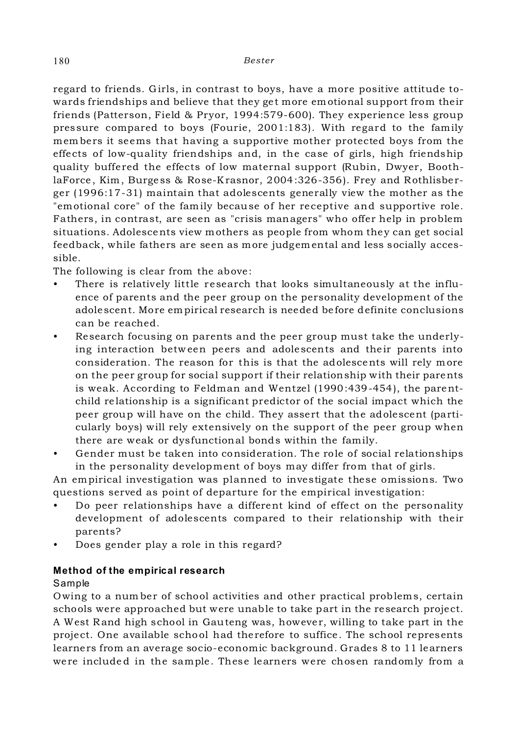regard to friends. Girls, in contrast to boys, have a more positive attitude towards friendships and believe that they get more emotional support from their friends (Patterson, Field & Pryor, 1994:579-600). They experience less group pressure compared to boys (Fourie, 2001:183). With regard to the family members it seems that having a supportive mother protected boys from the effects of low-quality friendships and, in the case of girls, high friendship quality buffered the effects of low maternal support (Rubin, Dwyer, Booth-laForce, Kim, Burgess & Rose-Krasnor, 2004:326-356). Frey and Rothlisberger (1996:17-31) maintain that adolescents generally view the mother as the "emotional core" of the family because of her receptive and supportive role. Fathers, in contrast, are seen as "crisis managers" who offer help in problem situations. Adolescents view mothers as people from whom they can get social feedback, while fathers are seen as more judgemental and less socially accessible.

The following is clear from the above:

- There is relatively little research that looks simultaneously at the influence of parents and the peer group on the personality development of the adolescent. More empirical research is needed before definite conclusions can be reached.
- Research focusing on parents and the peer group must take the underlying interaction between peers and adolescents and their parents into consideration. The reason for this is that the adolescents will rely more on the peer group for social support if their relationship with their parents is weak. According to Feldman and Wentzel (1990:439-454), the parent-child relationship is a significant predictor of the social impact which the peer group will have on the child. They assert that the adolescent (particularly boys) will rely extensively on the support of the peer group when there are weak or dysfunctional bonds within the family.
- Gender must be taken into consideration. The role of social relationships in the personality development of boys may differ from that of girls.

An empirical investigation was planned to investigate these omissions. Two questions served as point of departure for the empirical investigation:

- Do peer relationships have a different kind of effect on the personality development of adolescents compared to their relationship with their parents?
- Does gender play a role in this regard?

## Method of the empirical research

### Sample

Owing to a number of school activities and other practical problems, certain schools were approached but were unable to take part in the research project. A West Rand high school in Gauteng was, however, willing to take part in the project. One available school had therefore to suffice. The school represents learners from an average socio-economic background. Grades 8 to 11 learners were included in the sample. These learners were chosen randomly from a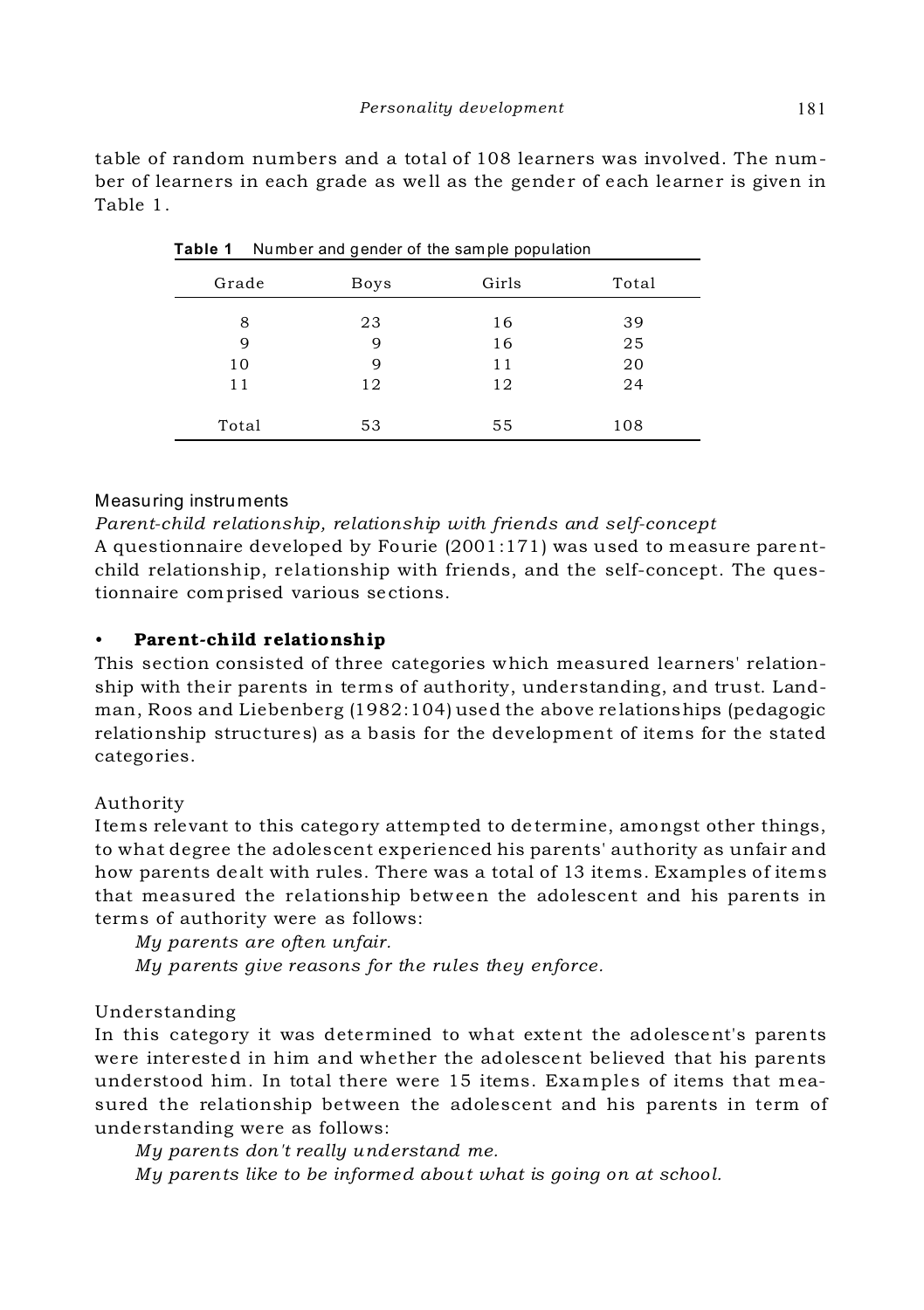table of random numbers and a total of 108 learners was involved. The number of learners in each grade as well as the gender of each learner is given in Table 1.

**Table 1** Number and gender of the sample population

| Grade | Boys | Girls | Total |
|---|---|---|---|
| 8 | 23 | 16 | 39 |
| 9 | 9 | 16 | 25 |
| 10 | 9 | 11 | 20 |
| 11 | 12 | 12 | 24 |
| Total | 53 | 55 | 108 |

Measuring instruments

*Parent-child relationship, relationship with friends and self-concept*

A questionnaire developed by Fourie (2001:171) was used to measure parent-child relationship, relationship with friends, and the self-concept. The questionnaire comprised various sections.

- **Parent-child relationship**

This section consisted of three categories which measured learners' relationship with their parents in terms of authority, understanding, and trust. Landman, Roos and Liebenberg (1982:104) used the above relationships (pedagogic relationship structures) as a basis for the development of items for the stated categories.

Authority

Items relevant to this category attempted to determine, amongst other things, to what degree the adolescent experienced his parents' authority as unfair and how parents dealt with rules. There was a total of 13 items. Examples of items that measured the relationship between the adolescent and his parents in terms of authority were as follows:

*My parents are often unfair.*

*My parents give reasons for the rules they enforce.*

Understanding

In this category it was determined to what extent the adolescent's parents were interested in him and whether the adolescent believed that his parents understood him. In total there were 15 items. Examples of items that measured the relationship between the adolescent and his parents in term of understanding were as follows:

*My parents don't really understand me.*

*My parents like to be informed about what is going on at school.*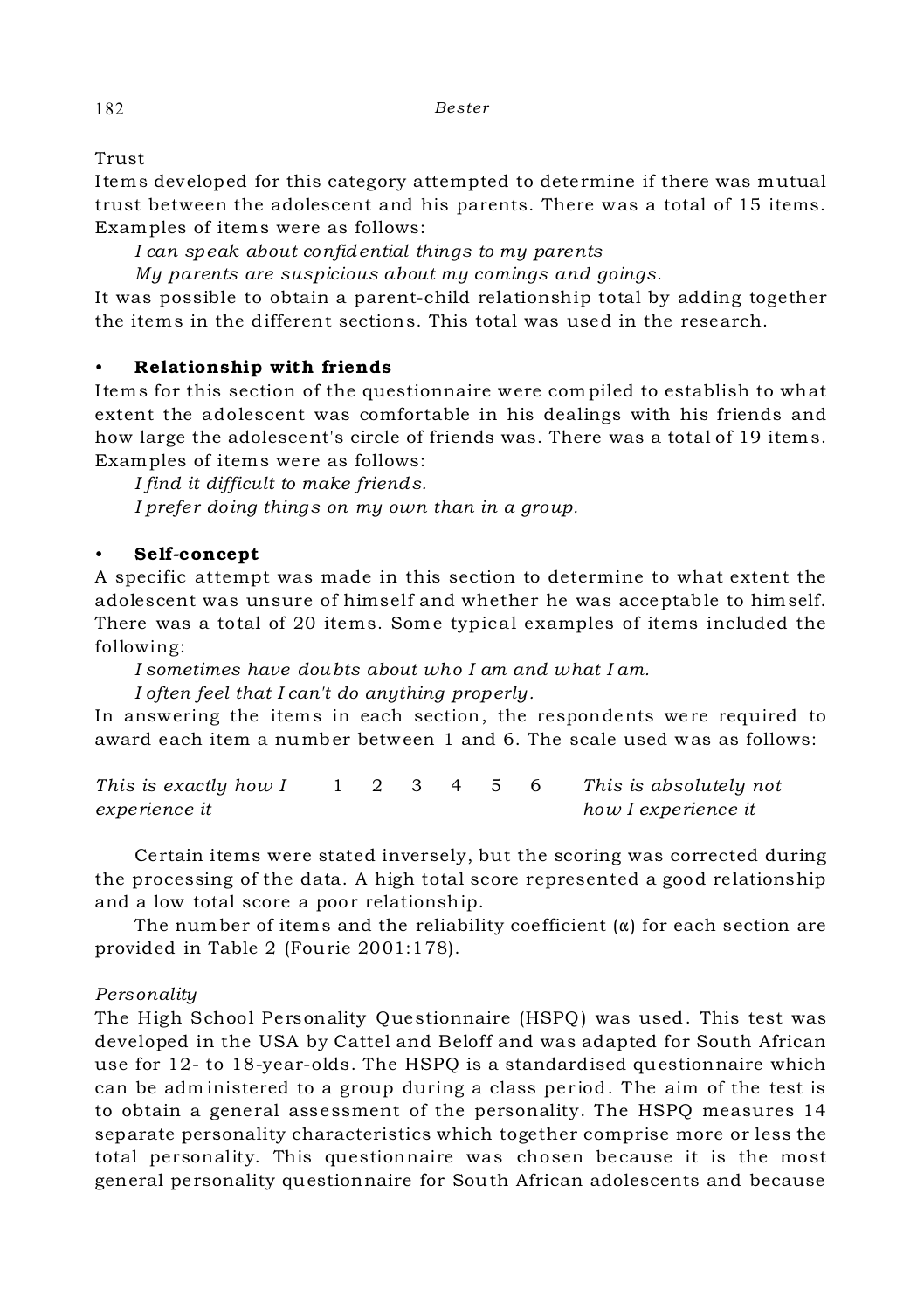Trust

Items developed for this category attempted to determine if there was mutual trust between the adolescent and his parents. There was a total of 15 items. Examples of items were as follows:

*I can speak about confidential things to my parents*

*My parents are suspicious about my comings and goings.*

It was possible to obtain a parent-child relationship total by adding together the items in the different sections. This total was used in the research.

- **Relationship with friends**

Items for this section of the questionnaire were compiled to establish to what extent the adolescent was comfortable in his dealings with his friends and how large the adolescent's circle of friends was. There was a total of 19 items. Examples of items were as follows:

*I find it difficult to make friends.*

*I prefer doing things on my own than in a group.*

- **Self-concept**

A specific attempt was made in this section to determine to what extent the adolescent was unsure of himself and whether he was acceptable to himself. There was a total of 20 items. Some typical examples of items included the following:

*I sometimes have doubts about who I am and what I am.*

*I often feel that I can't do anything properly.*

In answering the items in each section, the respondents were required to award each item a number between 1 and 6. The scale used was as follows:

| *This is exactly how I experience it* | 1 | 2 | 3 | 4 | 5 | 6 | *This is absolutely not how I experience it* |
|---|---|---|---|---|---|---|---|

Certain items were stated inversely, but the scoring was corrected during the processing of the data. A high total score represented a good relationship and a low total score a poor relationship.

The number of items and the reliability coefficient (α) for each section are provided in Table 2 (Fourie 2001:178).

*Personality*

The High School Personality Questionnaire (HSPQ) was used. This test was developed in the USA by Cattel and Beloff and was adapted for South African use for 12- to 18-year-olds. The HSPQ is a standardised questionnaire which can be administered to a group during a class period. The aim of the test is to obtain a general assessment of the personality. The HSPQ measures 14 separate personality characteristics which together comprise more or less the total personality. This questionnaire was chosen because it is the most general personality questionnaire for South African adolescents and because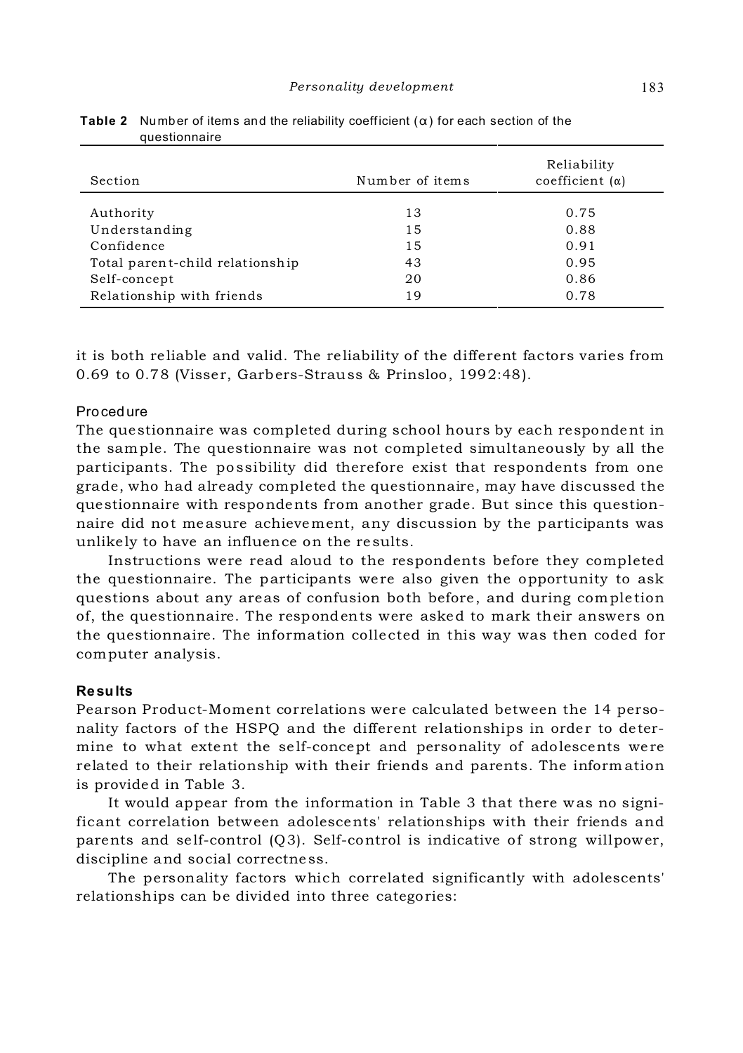**Table 2** Number of items and the reliability coefficient (α) for each section of the questionnaire

| Section | Number of items | Reliability coefficient (α) |
|---|---|---|
| Authority | 13 | 0.75 |
| Understanding | 15 | 0.88 |
| Confidence | 15 | 0.91 |
| Total parent-child relationship | 43 | 0.95 |
| Self-concept | 20 | 0.86 |
| Relationship with friends | 19 | 0.78 |

it is both reliable and valid. The reliability of the different factors varies from 0.69 to 0.78 (Visser, Garbers-Strauss & Prinsloo, 1992:48).

Procedure

The questionnaire was completed during school hours by each respondent in the sample. The questionnaire was not completed simultaneously by all the participants. The possibility did therefore exist that respondents from one grade, who had already completed the questionnaire, may have discussed the questionnaire with respondents from another grade. But since this questionnaire did not measure achievement, any discussion by the participants was unlikely to have an influence on the results.

Instructions were read aloud to the respondents before they completed the questionnaire. The participants were also given the opportunity to ask questions about any areas of confusion both before, and during completion of, the questionnaire. The respondents were asked to mark their answers on the questionnaire. The information collected in this way was then coded for computer analysis.

**Results**

Pearson Product-Moment correlations were calculated between the 14 personality factors of the HSPQ and the different relationships in order to determine to what extent the self-concept and personality of adolescents were related to their relationship with their friends and parents. The information is provided in Table 3.

It would appear from the information in Table 3 that there was no significant correlation between adolescents' relationships with their friends and parents and self-control (Q3). Self-control is indicative of strong willpower, discipline and social correctness.

The personality factors which correlated significantly with adolescents' relationships can be divided into three categories: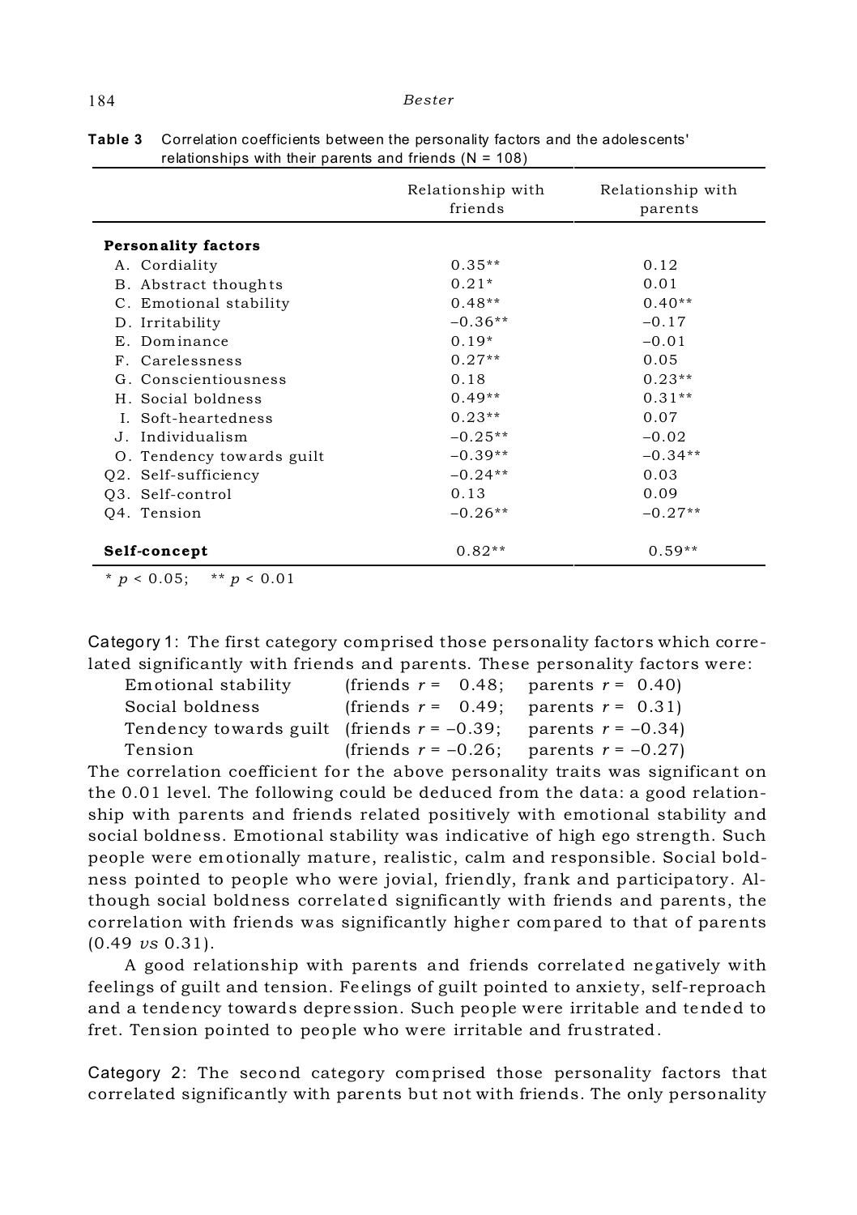**Table 3** Correlation coefficients between the personality factors and the adolescents' relationships with their parents and friends (N = 108)

| | Relationship with friends | Relationship with parents |
|---|---|---|
| **Personality factors** | | |
| A. Cordiality | 0.35** | 0.12 |
| B. Abstract thoughts | 0.21* | 0.01 |
| C. Emotional stability | 0.48** | 0.40** |
| D. Irritability | −0.36** | −0.17 |
| E. Dominance | 0.19* | −0.01 |
| F. Carelessness | 0.27** | 0.05 |
| G. Conscientiousness | 0.18 | 0.23** |
| H. Social boldness | 0.49** | 0.31** |
| I. Soft-heartedness | 0.23** | 0.07 |
| J. Individualism | −0.25** | −0.02 |
| O. Tendency towards guilt | −0.39** | −0.34** |
| Q2. Self-sufficiency | −0.24** | 0.03 |
| Q3. Self-control | 0.13 | 0.09 |
| Q4. Tension | −0.26** | −0.27** |
| **Self-concept** | 0.82** | 0.59** |

* $p < 0.05$; ** $p < 0.01$

Category 1: The first category comprised those personality factors which correlated significantly with friends and parents. These personality factors were:

| | | |
|---|---|---|
| Emotional stability | (friends $r = 0.48$; | parents $r = 0.40$) |
| Social boldness | (friends $r = 0.49$; | parents $r = 0.31$) |
| Tendency towards guilt | (friends $r = -0.39$; | parents $r = -0.34$) |
| Tension | (friends $r = -0.26$; | parents $r = -0.27$) |

The correlation coefficient for the above personality traits was significant on the 0.01 level. The following could be deduced from the data: a good relationship with parents and friends related positively with emotional stability and social boldness. Emotional stability was indicative of high ego strength. Such people were emotionally mature, realistic, calm and responsible. Social boldness pointed to people who were jovial, friendly, frank and participatory. Although social boldness correlated significantly with friends and parents, the correlation with friends was significantly higher compared to that of parents (0.49 *vs* 0.31).

A good relationship with parents and friends correlated negatively with feelings of guilt and tension. Feelings of guilt pointed to anxiety, self-reproach and a tendency towards depression. Such people were irritable and tended to fret. Tension pointed to people who were irritable and frustrated.

Category 2: The second category comprised those personality factors that correlated significantly with parents but not with friends. The only personality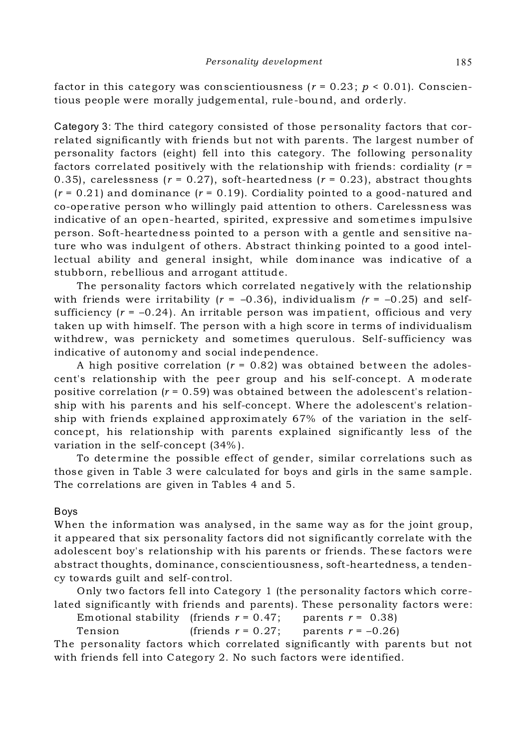factor in this category was conscientiousness ($r = 0.23$; $p < 0.01$). Conscientious people were morally judgemental, rule-bound, and orderly.

Category 3: The third category consisted of those personality factors that correlated significantly with friends but not with parents. The largest number of personality factors (eight) fell into this category. The following personality factors correlated positively with the relationship with friends: cordiality ($r = 0.35$), carelessness ($r = 0.27$), soft-heartedness ($r = 0.23$), abstract thoughts ($r = 0.21$) and dominance ($r = 0.19$). Cordiality pointed to a good-natured and co-operative person who willingly paid attention to others. Carelessness was indicative of an open-hearted, spirited, expressive and sometimes impulsive person. Soft-heartedness pointed to a person with a gentle and sensitive nature who was indulgent of others. Abstract thinking pointed to a good intellectual ability and general insight, while dominance was indicative of a stubborn, rebellious and arrogant attitude.

The personality factors which correlated negatively with the relationship with friends were irritability ($r = -0.36$), individualism ($r = -0.25$) and self-sufficiency ($r = -0.24$). An irritable person was impatient, officious and very taken up with himself. The person with a high score in terms of individualism withdrew, was pernickety and sometimes querulous. Self-sufficiency was indicative of autonomy and social independence.

A high positive correlation ($r = 0.82$) was obtained between the adolescent's relationship with the peer group and his self-concept. A moderate positive correlation ($r = 0.59$) was obtained between the adolescent's relationship with his parents and his self-concept. Where the adolescent's relationship with friends explained approximately 67% of the variation in the self-concept, his relationship with parents explained significantly less of the variation in the self-concept (34%).

To determine the possible effect of gender, similar correlations such as those given in Table 3 were calculated for boys and girls in the same sample. The correlations are given in Tables 4 and 5.

### Boys

When the information was analysed, in the same way as for the joint group, it appeared that six personality factors did not significantly correlate with the adolescent boy's relationship with his parents or friends. These factors were abstract thoughts, dominance, conscientiousness, soft-heartedness, a tendency towards guilt and self-control.

Only two factors fell into Category 1 (the personality factors which correlated significantly with friends and parents). These personality factors were:

Emotional stability (friends $r = 0.47$; parents $r = 0.38$)
Tension (friends $r = 0.27$; parents $r = -0.26$)

The personality factors which correlated significantly with parents but not with friends fell into Category 2. No such factors were identified.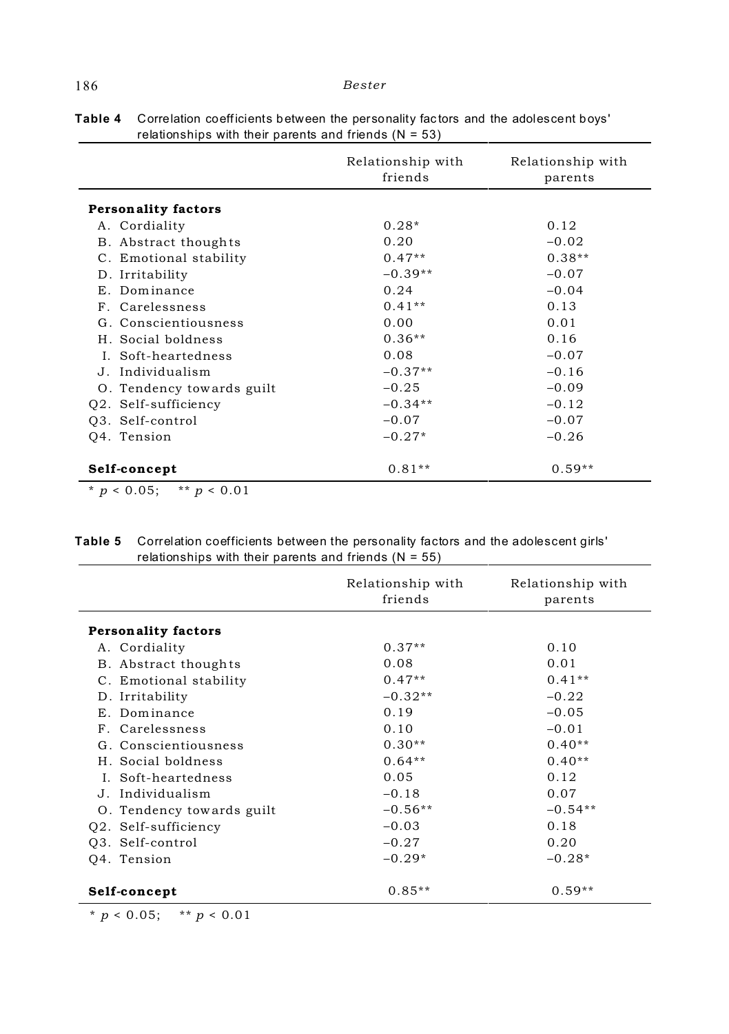**Table 4** Correlation coefficients between the personality factors and the adolescent boys' relationships with their parents and friends (N = 53)

| | Relationship with friends | Relationship with parents |
|---|---|---|
| **Personality factors** | | |
| A. Cordiality | 0.28* | 0.12 |
| B. Abstract thoughts | 0.20 | −0.02 |
| C. Emotional stability | 0.47** | 0.38** |
| D. Irritability | −0.39** | −0.07 |
| E. Dominance | 0.24 | −0.04 |
| F. Carelessness | 0.41** | 0.13 |
| G. Conscientiousness | 0.00 | 0.01 |
| H. Social boldness | 0.36** | 0.16 |
| I. Soft-heartedness | 0.08 | −0.07 |
| J. Individualism | −0.37** | −0.16 |
| O. Tendency towards guilt | −0.25 | −0.09 |
| Q2. Self-sufficiency | −0.34** | −0.12 |
| Q3. Self-control | −0.07 | −0.07 |
| Q4. Tension | −0.27* | −0.26 |
| **Self-concept** | 0.81** | 0.59** |

\* $p < 0.05$; \*\* $p < 0.01$

**Table 5** Correlation coefficients between the personality factors and the adolescent girls' relationships with their parents and friends (N = 55)

| | Relationship with friends | Relationship with parents |
|---|---|---|
| **Personality factors** | | |
| A. Cordiality | 0.37** | 0.10 |
| B. Abstract thoughts | 0.08 | 0.01 |
| C. Emotional stability | 0.47** | 0.41** |
| D. Irritability | −0.32** | −0.22 |
| E. Dominance | 0.19 | −0.05 |
| F. Carelessness | 0.10 | −0.01 |
| G. Conscientiousness | 0.30** | 0.40** |
| H. Social boldness | 0.64** | 0.40** |
| I. Soft-heartedness | 0.05 | 0.12 |
| J. Individualism | −0.18 | 0.07 |
| O. Tendency towards guilt | −0.56** | −0.54** |
| Q2. Self-sufficiency | −0.03 | 0.18 |
| Q3. Self-control | −0.27 | 0.20 |
| Q4. Tension | −0.29* | −0.28* |
| **Self-concept** | 0.85** | 0.59** |

\* $p < 0.05$; \*\* $p < 0.01$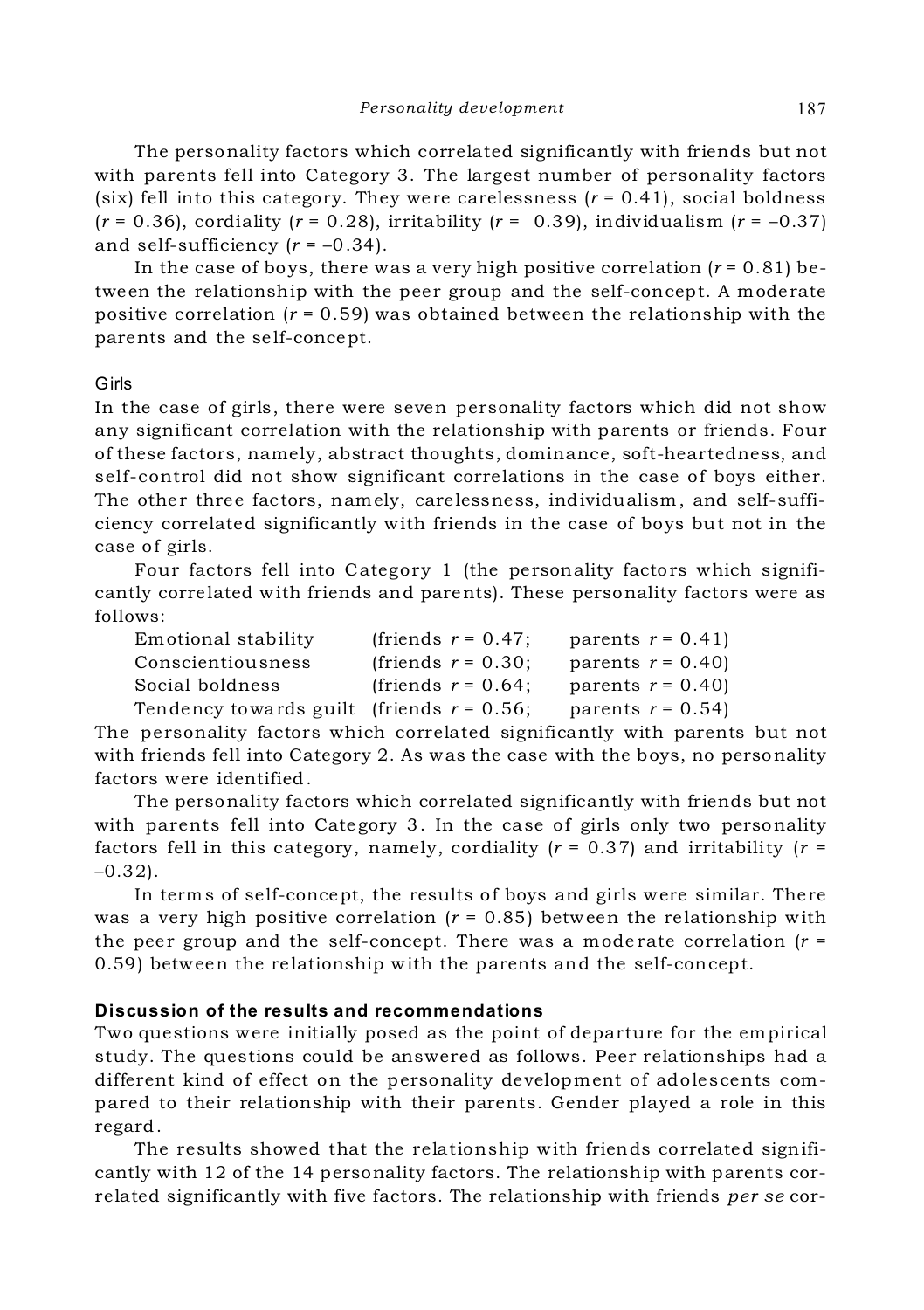The personality factors which correlated significantly with friends but not with parents fell into Category 3. The largest number of personality factors (six) fell into this category. They were carelessness ($r$ = 0.41), social boldness ($r$ = 0.36), cordiality ($r$ = 0.28), irritability ($r$ = 0.39), individualism ($r$ = –0.37) and self-sufficiency ($r$ = –0.34).

In the case of boys, there was a very high positive correlation ($r$ = 0.81) between the relationship with the peer group and the self-concept. A moderate positive correlation ($r$ = 0.59) was obtained between the relationship with the parents and the self-concept.

### Girls

In the case of girls, there were seven personality factors which did not show any significant correlation with the relationship with parents or friends. Four of these factors, namely, abstract thoughts, dominance, soft-heartedness, and self-control did not show significant correlations in the case of boys either. The other three factors, namely, carelessness, individualism, and self-sufficiency correlated significantly with friends in the case of boys but not in the case of girls.

Four factors fell into Category 1 (the personality factors which significantly correlated with friends and parents). These personality factors were as follows:

| | | |
|---|---|---|
| Emotional stability | (friends $r$ = 0.47; | parents $r$ = 0.41) |
| Conscientiousness | (friends $r$ = 0.30; | parents $r$ = 0.40) |
| Social boldness | (friends $r$ = 0.64; | parents $r$ = 0.40) |
| Tendency towards guilt | (friends $r$ = 0.56; | parents $r$ = 0.54) |

The personality factors which correlated significantly with parents but not with friends fell into Category 2. As was the case with the boys, no personality factors were identified.

The personality factors which correlated significantly with friends but not with parents fell into Category 3. In the case of girls only two personality factors fell in this category, namely, cordiality ($r$ = 0.37) and irritability ($r$ = –0.32).

In terms of self-concept, the results of boys and girls were similar. There was a very high positive correlation ($r$ = 0.85) between the relationship with the peer group and the self-concept. There was a moderate correlation ($r$ = 0.59) between the relationship with the parents and the self-concept.

## Discussion of the results and recommendations

Two questions were initially posed as the point of departure for the empirical study. The questions could be answered as follows. Peer relationships had a different kind of effect on the personality development of adolescents compared to their relationship with their parents. Gender played a role in this regard.

The results showed that the relationship with friends correlated significantly with 12 of the 14 personality factors. The relationship with parents correlated significantly with five factors. The relationship with friends *per se* cor-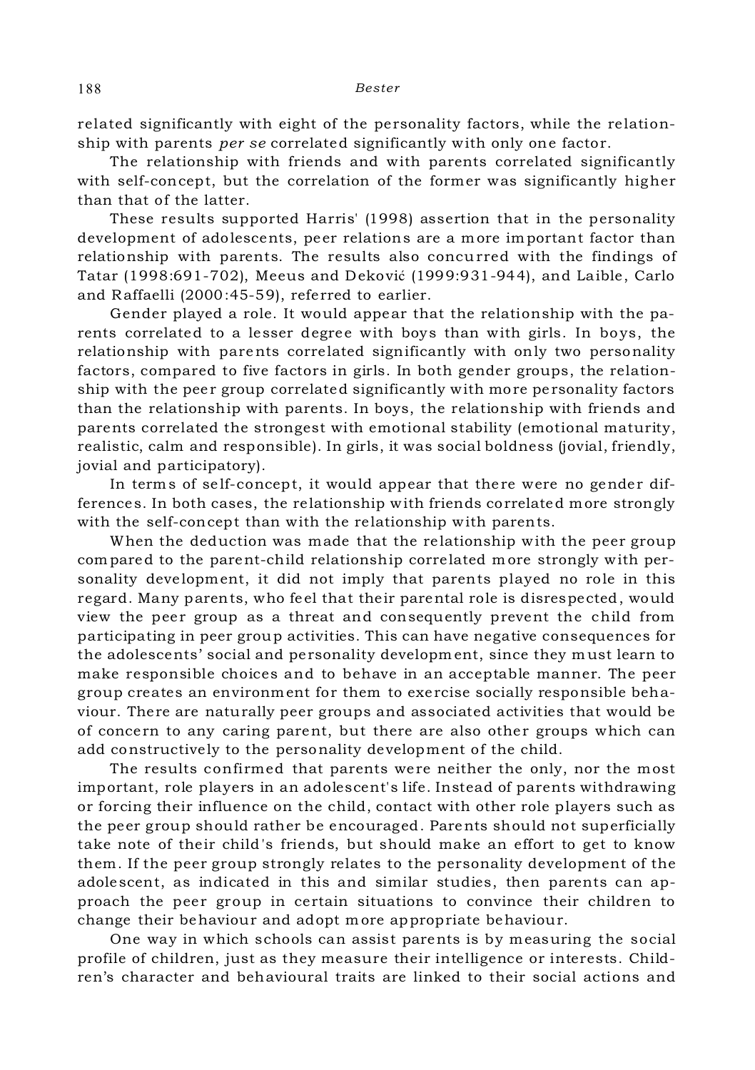related significantly with eight of the personality factors, while the relationship with parents *per se* correlated significantly with only one factor.

The relationship with friends and with parents correlated significantly with self-concept, but the correlation of the former was significantly higher than that of the latter.

These results supported Harris' (1998) assertion that in the personality development of adolescents, peer relations are a more important factor than relationship with parents. The results also concurred with the findings of Tatar (1998:691-702), Meeus and Deković (1999:931-944), and Laible, Carlo and Raffaelli (2000:45-59), referred to earlier.

Gender played a role. It would appear that the relationship with the parents correlated to a lesser degree with boys than with girls. In boys, the relationship with parents correlated significantly with only two personality factors, compared to five factors in girls. In both gender groups, the relationship with the peer group correlated significantly with more personality factors than the relationship with parents. In boys, the relationship with friends and parents correlated the strongest with emotional stability (emotional maturity, realistic, calm and responsible). In girls, it was social boldness (jovial, friendly, jovial and participatory).

In terms of self-concept, it would appear that there were no gender differences. In both cases, the relationship with friends correlated more strongly with the self-concept than with the relationship with parents.

When the deduction was made that the relationship with the peer group compared to the parent-child relationship correlated more strongly with personality development, it did not imply that parents played no role in this regard. Many parents, who feel that their parental role is disrespected, would view the peer group as a threat and consequently prevent the child from participating in peer group activities. This can have negative consequences for the adolescents' social and personality development, since they must learn to make responsible choices and to behave in an acceptable manner. The peer group creates an environment for them to exercise socially responsible behaviour. There are naturally peer groups and associated activities that would be of concern to any caring parent, but there are also other groups which can add constructively to the personality development of the child.

The results confirmed that parents were neither the only, nor the most important, role players in an adolescent's life. Instead of parents withdrawing or forcing their influence on the child, contact with other role players such as the peer group should rather be encouraged. Parents should not superficially take note of their child's friends, but should make an effort to get to know them. If the peer group strongly relates to the personality development of the adolescent, as indicated in this and similar studies, then parents can approach the peer group in certain situations to convince their children to change their behaviour and adopt more appropriate behaviour.

One way in which schools can assist parents is by measuring the social profile of children, just as they measure their intelligence or interests. Children's character and behavioural traits are linked to their social actions and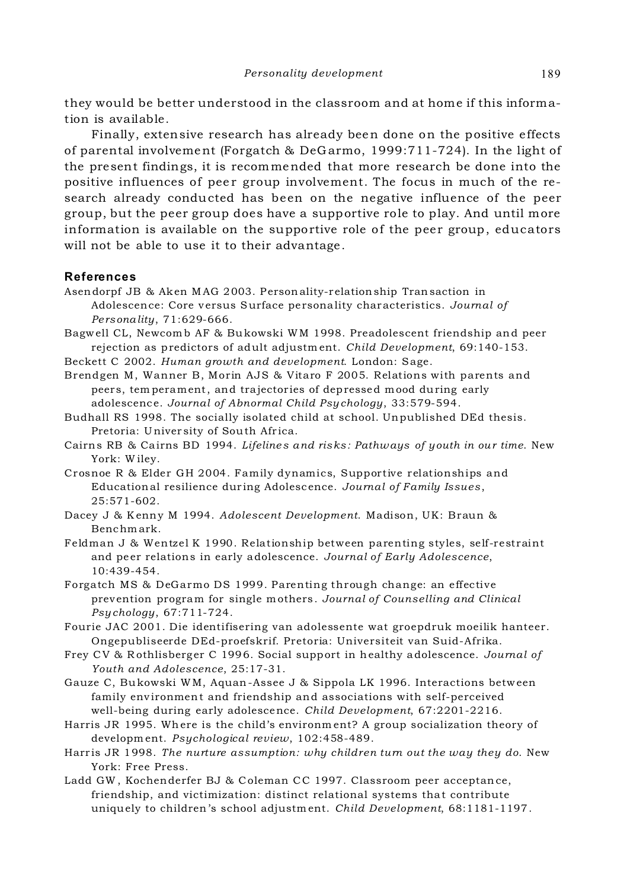they would be better understood in the classroom and at home if this information is available.

Finally, extensive research has already been done on the positive effects of parental involvement (Forgatch & DeGarmo, 1999:711-724). In the light of the present findings, it is recommended that more research be done into the positive influences of peer group involvement. The focus in much of the research already conducted has been on the negative influence of the peer group, but the peer group does have a supportive role to play. And until more information is available on the supportive role of the peer group, educators will not be able to use it to their advantage.

## References

Asendorpf JB & Aken MAG 2003. Personality-relationship Transaction in Adolescence: Core versus Surface personality characteristics. *Journal of Personality*, 71:629-666.

Bagwell CL, Newcomb AF & Bukowski WM 1998. Preadolescent friendship and peer rejection as predictors of adult adjustment. *Child Development*, 69:140-153.

Beckett C 2002. *Human growth and development*. London: Sage.

Brendgen M, Wanner B, Morin AJS & Vitaro F 2005. Relations with parents and peers, temperament, and trajectories of depressed mood during early adolescence. *Journal of Abnormal Child Psychology*, 33:579-594.

Budhall RS 1998. The socially isolated child at school. Unpublished DEd thesis. Pretoria: University of South Africa.

Cairns RB & Cairns BD 1994. *Lifelines and risks: Pathways of youth in our time*. New York: Wiley.

Crosnoe R & Elder GH 2004. Family dynamics, Supportive relationships and Educational resilience during Adolescence. *Journal of Family Issues*, 25:571-602.

Dacey J & Kenny M 1994. *Adolescent Development*. Madison, UK: Braun & Benchmark.

Feldman J & Wentzel K 1990. Relationship between parenting styles, self-restraint and peer relations in early adolescence. *Journal of Early Adolescence*, 10:439-454.

Forgatch MS & DeGarmo DS 1999. Parenting through change: an effective prevention program for single mothers. *Journal of Counselling and Clinical Psychology*, 67:711-724.

Fourie JAC 2001. Die identifisering van adolessente wat groepdruk moeilik hanteer. Ongepubliseerde DEd-proefskrif. Pretoria: Universiteit van Suid-Afrika.

Frey CV & Rothlisberger C 1996. Social support in healthy adolescence. *Journal of Youth and Adolescence*, 25:17-31.

Gauze C, Bukowski WM, Aquan-Assee J & Sippola LK 1996. Interactions between family environment and friendship and associations with self-perceived well-being during early adolescence. *Child Development*, 67:2201-2216.

Harris JR 1995. Where is the child's environment? A group socialization theory of development. *Psychological review*, 102:458-489.

Harris JR 1998. *The nurture assumption: why children turn out the way they do*. New York: Free Press.

Ladd GW, Kochenderfer BJ & Coleman CC 1997. Classroom peer acceptance, friendship, and victimization: distinct relational systems that contribute uniquely to children's school adjustment. *Child Development*, 68:1181-1197.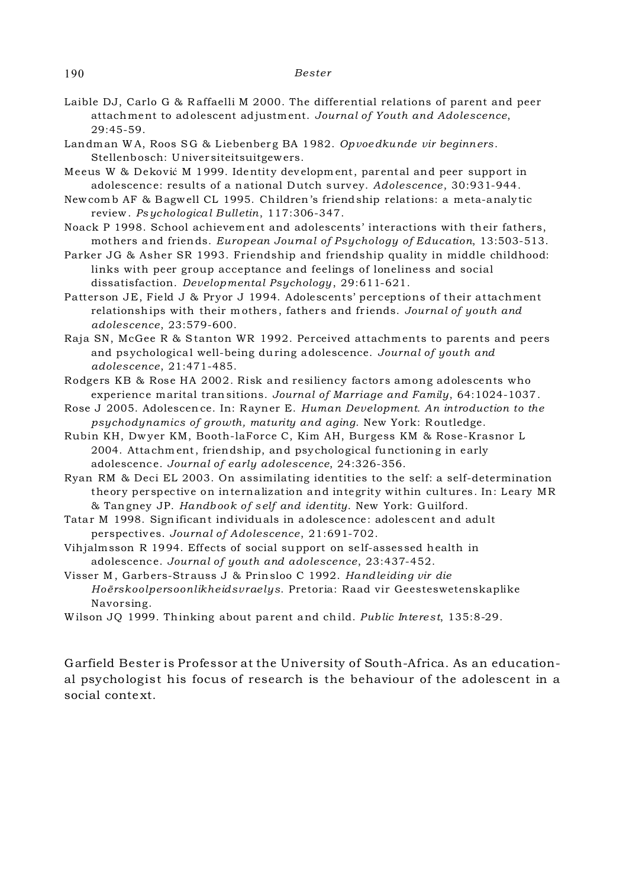Laible DJ, Carlo G & Raffaelli M 2000. The differential relations of parent and peer attachment to adolescent adjustment. *Journal of Youth and Adolescence*, 29:45-59.

Landman WA, Roos SG & Liebenberg BA 1982. *Opvoedkunde vir beginners*. Stellenbosch: Universiteitsuitgewers.

Meeus W & Deković M 1999. Identity development, parental and peer support in adolescence: results of a national Dutch survey. *Adolescence*, 30:931-944.

Newcomb AF & Bagwell CL 1995. Children's friendship relations: a meta-analytic review. *Psychological Bulletin*, 117:306-347.

Noack P 1998. School achievement and adolescents' interactions with their fathers, mothers and friends. *European Journal of Psychology of Education*, 13:503-513.

Parker JG & Asher SR 1993. Friendship and friendship quality in middle childhood: links with peer group acceptance and feelings of loneliness and social dissatisfaction. *Developmental Psychology*, 29:611-621.

Patterson JE, Field J & Pryor J 1994. Adolescents' perceptions of their attachment relationships with their mothers, fathers and friends. *Journal of youth and adolescence*, 23:579-600.

Raja SN, McGee R & Stanton WR 1992. Perceived attachments to parents and peers and psychological well-being during adolescence. *Journal of youth and adolescence*, 21:471-485.

Rodgers KB & Rose HA 2002. Risk and resiliency factors among adolescents who experience marital transitions. *Journal of Marriage and Family*, 64:1024-1037.

Rose J 2005. Adolescence. In: Rayner E. *Human Development. An introduction to the psychodynamics of growth, maturity and aging*. New York: Routledge.

Rubin KH, Dwyer KM, Booth-laForce C, Kim AH, Burgess KM & Rose-Krasnor L 2004. Attachment, friendship, and psychological functioning in early adolescence. *Journal of early adolescence*, 24:326-356.

Ryan RM & Deci EL 2003. On assimilating identities to the self: a self-determination theory perspective on internalization and integrity within cultures. In: Leary MR & Tangney JP. *Handbook of self and identity*. New York: Guilford.

Tatar M 1998. Significant individuals in adolescence: adolescent and adult perspectives. *Journal of Adolescence*, 21:691-702.

Vihjalmsson R 1994. Effects of social support on self-assessed health in adolescence. *Journal of youth and adolescence*, 23:437-452.

Visser M, Garbers-Strauss J & Prinsloo C 1992. *Handleiding vir die Hoërskoolpersoonlikheidsvraelys*. Pretoria: Raad vir Geesteswetenskaplike Navorsing.

Wilson JQ 1999. Thinking about parent and child. *Public Interest*, 135:8-29.

Garfield Bester is Professor at the University of South-Africa. As an educational psychologist his focus of research is the behaviour of the adolescent in a social context.